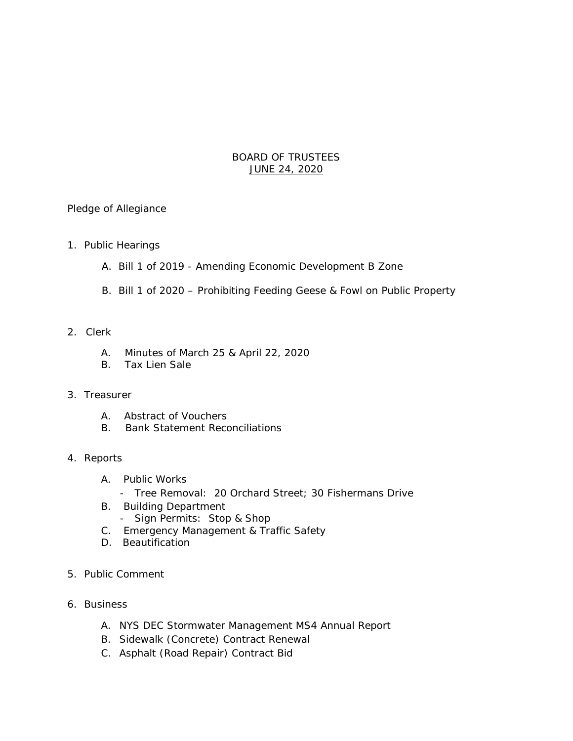# BOARD OF TRUSTEES

## JUNE 24, 2020

Pledge of Allegiance

1. Public Hearings

   A. Bill 1 of 2019 - Amending Economic Development B Zone

   B. Bill 1 of 2020 – Prohibiting Feeding Geese & Fowl on Public Property

2. Clerk

   A. Minutes of March 25 & April 22, 2020
   B. Tax Lien Sale

3. Treasurer

   A. Abstract of Vouchers
   B. Bank Statement Reconciliations

4. Reports

   A. Public Works
      - Tree Removal: 20 Orchard Street; 30 Fishermans Drive
   B. Building Department
      - Sign Permits: Stop & Shop
   C. Emergency Management & Traffic Safety
   D. Beautification

5. Public Comment

6. Business

   A. NYS DEC Stormwater Management MS4 Annual Report
   B. Sidewalk (Concrete) Contract Renewal
   C. Asphalt (Road Repair) Contract Bid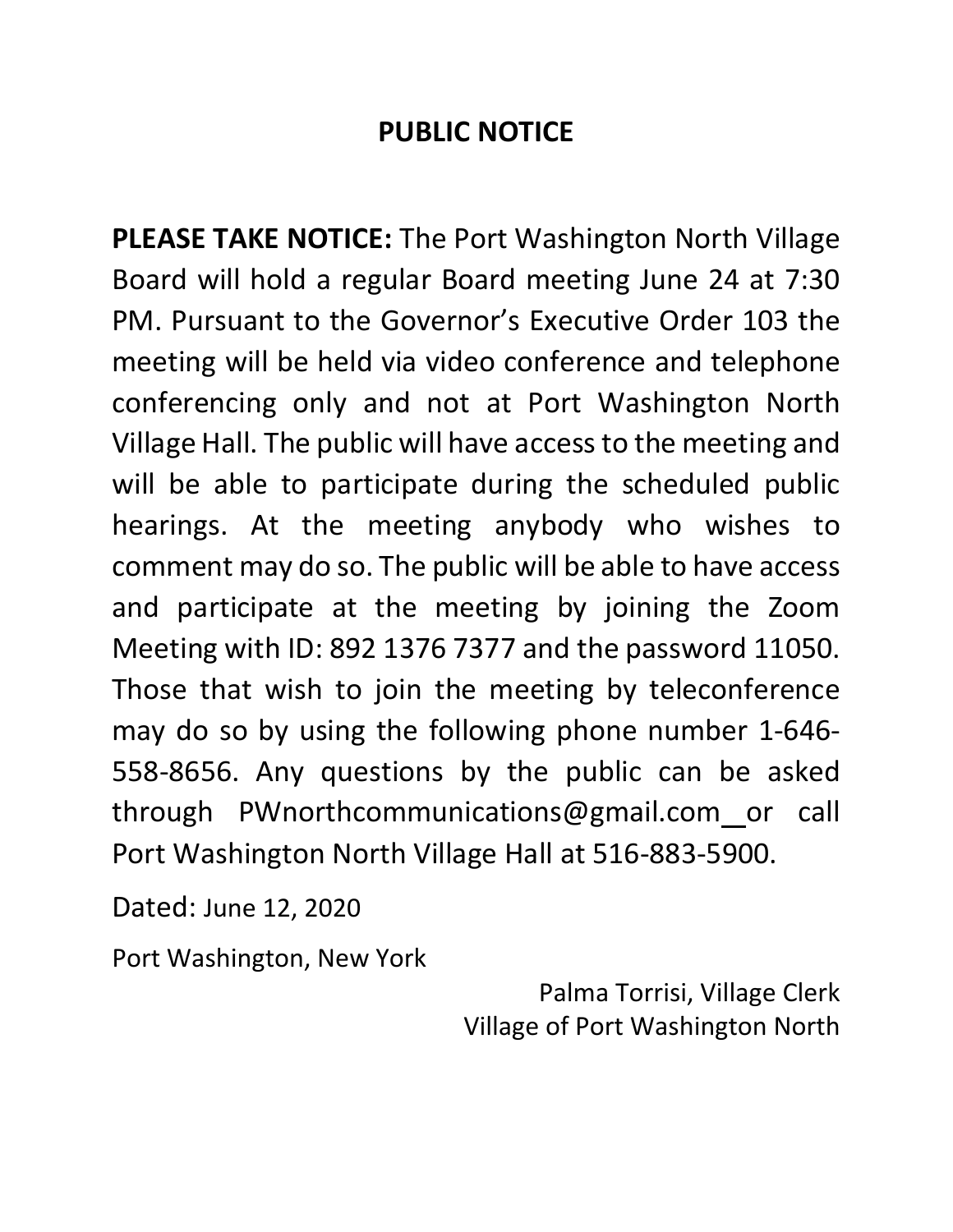# PUBLIC NOTICE

**PLEASE TAKE NOTICE:** The Port Washington North Village Board will hold a regular Board meeting June 24 at 7:30 PM. Pursuant to the Governor's Executive Order 103 the meeting will be held via video conference and telephone conferencing only and not at Port Washington North Village Hall. The public will have access to the meeting and will be able to participate during the scheduled public hearings. At the meeting anybody who wishes to comment may do so. The public will be able to have access and participate at the meeting by joining the Zoom Meeting with ID: 892 1376 7377 and the password 11050. Those that wish to join the meeting by teleconference may do so by using the following phone number 1-646-558-8656. Any questions by the public can be asked through PWnorthcommunications@gmail.com or call Port Washington North Village Hall at 516-883-5900.

Dated: June 12, 2020

Port Washington, New York

Palma Torrisi, Village Clerk
Village of Port Washington North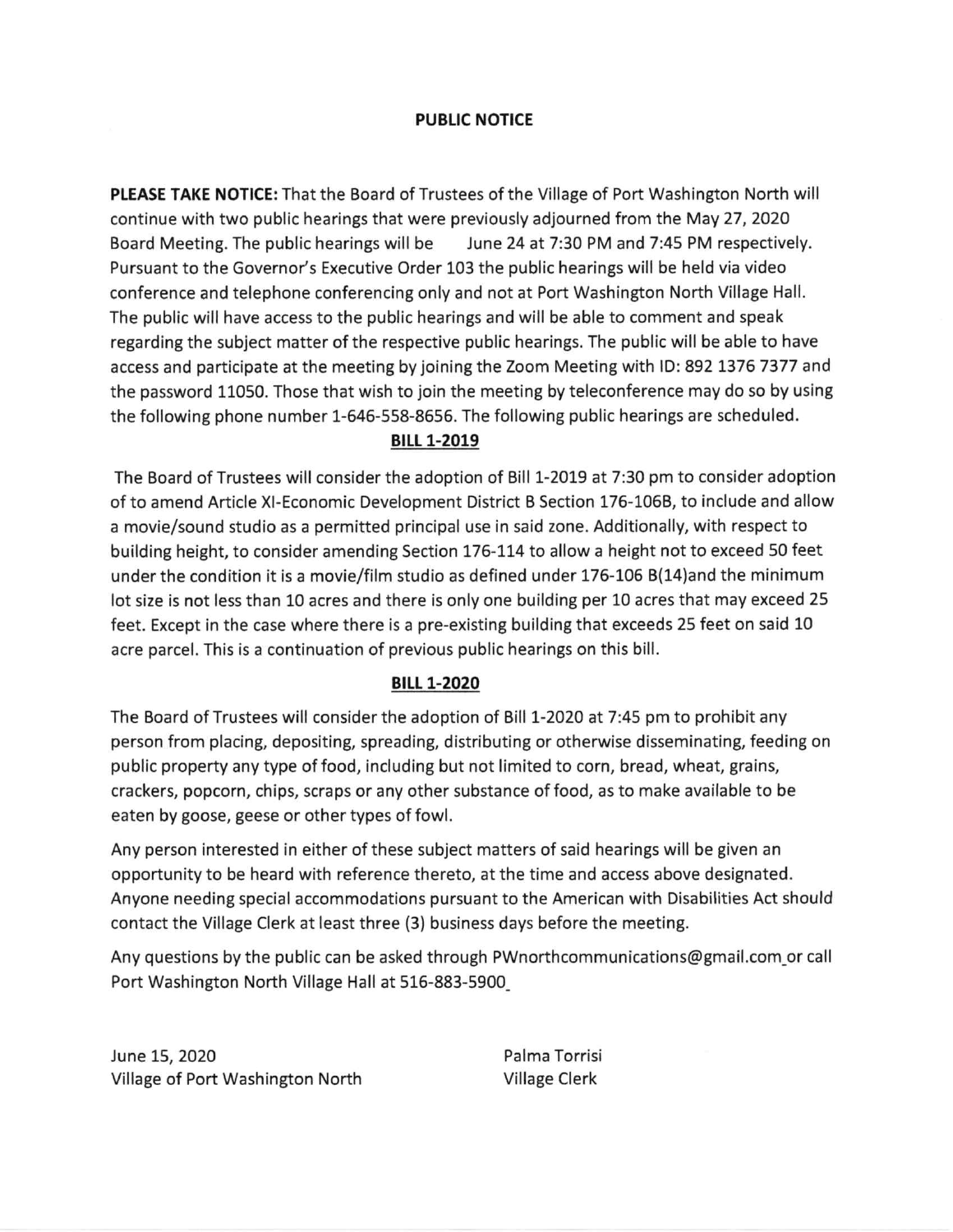# PUBLIC NOTICE

**PLEASE TAKE NOTICE:** That the Board of Trustees of the Village of Port Washington North will continue with two public hearings that were previously adjourned from the May 27, 2020 Board Meeting. The public hearings will be June 24 at 7:30 PM and 7:45 PM respectively. Pursuant to the Governor's Executive Order 103 the public hearings will be held via video conference and telephone conferencing only and not at Port Washington North Village Hall. The public will have access to the public hearings and will be able to comment and speak regarding the subject matter of the respective public hearings. The public will be able to have access and participate at the meeting by joining the Zoom Meeting with ID: 892 1376 7377 and the password 11050. Those that wish to join the meeting by teleconference may do so by using the following phone number 1-646-558-8656. The following public hearings are scheduled.

## BILL 1-2019

The Board of Trustees will consider the adoption of Bill 1-2019 at 7:30 pm to consider adoption of to amend Article XI-Economic Development District B Section 176-106B, to include and allow a movie/sound studio as a permitted principal use in said zone. Additionally, with respect to building height, to consider amending Section 176-114 to allow a height not to exceed 50 feet under the condition it is a movie/film studio as defined under 176-106 B(14)and the minimum lot size is not less than 10 acres and there is only one building per 10 acres that may exceed 25 feet. Except in the case where there is a pre-existing building that exceeds 25 feet on said 10 acre parcel. This is a continuation of previous public hearings on this bill.

## BILL 1-2020

The Board of Trustees will consider the adoption of Bill 1-2020 at 7:45 pm to prohibit any person from placing, depositing, spreading, distributing or otherwise disseminating, feeding on public property any type of food, including but not limited to corn, bread, wheat, grains, crackers, popcorn, chips, scraps or any other substance of food, as to make available to be eaten by goose, geese or other types of fowl.

Any person interested in either of these subject matters of said hearings will be given an opportunity to be heard with reference thereto, at the time and access above designated. Anyone needing special accommodations pursuant to the American with Disabilities Act should contact the Village Clerk at least three (3) business days before the meeting.

Any questions by the public can be asked through PWnorthcommunications@gmail.com or call Port Washington North Village Hall at 516-883-5900

June 15, 2020
Village of Port Washington North

Palma Torrisi
Village Clerk